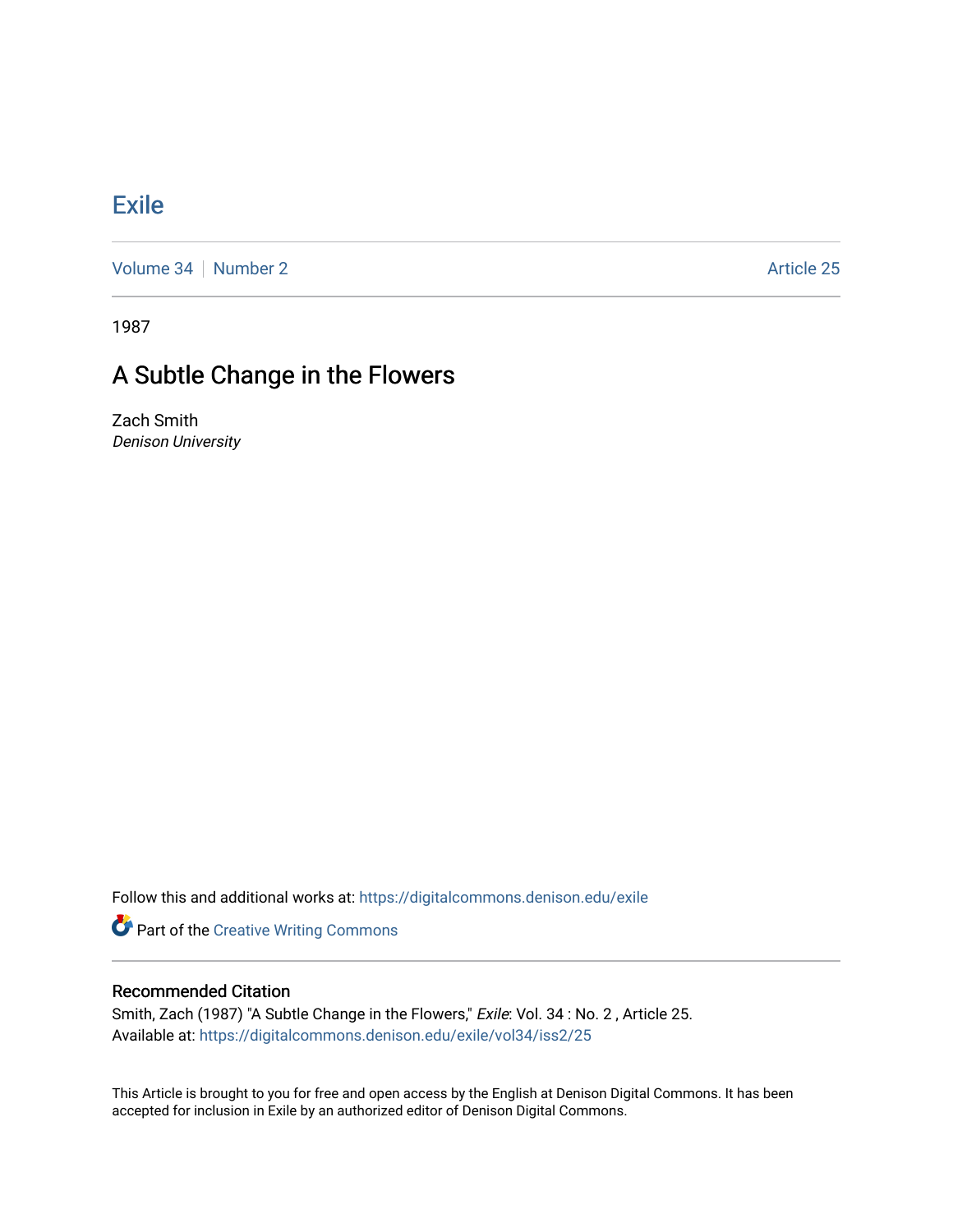# Exile

Volume 34 | Number 2 | Article 25

1987

## A Subtle Change in the Flowers

Zach Smith
*Denison University*

Follow this and additional works at: https://digitalcommons.denison.edu/exile

Part of the Creative Writing Commons

### Recommended Citation

Smith, Zach (1987) "A Subtle Change in the Flowers," *Exile*: Vol. 34 : No. 2 , Article 25.
Available at: https://digitalcommons.denison.edu/exile/vol34/iss2/25

This Article is brought to you for free and open access by the English at Denison Digital Commons. It has been accepted for inclusion in Exile by an authorized editor of Denison Digital Commons.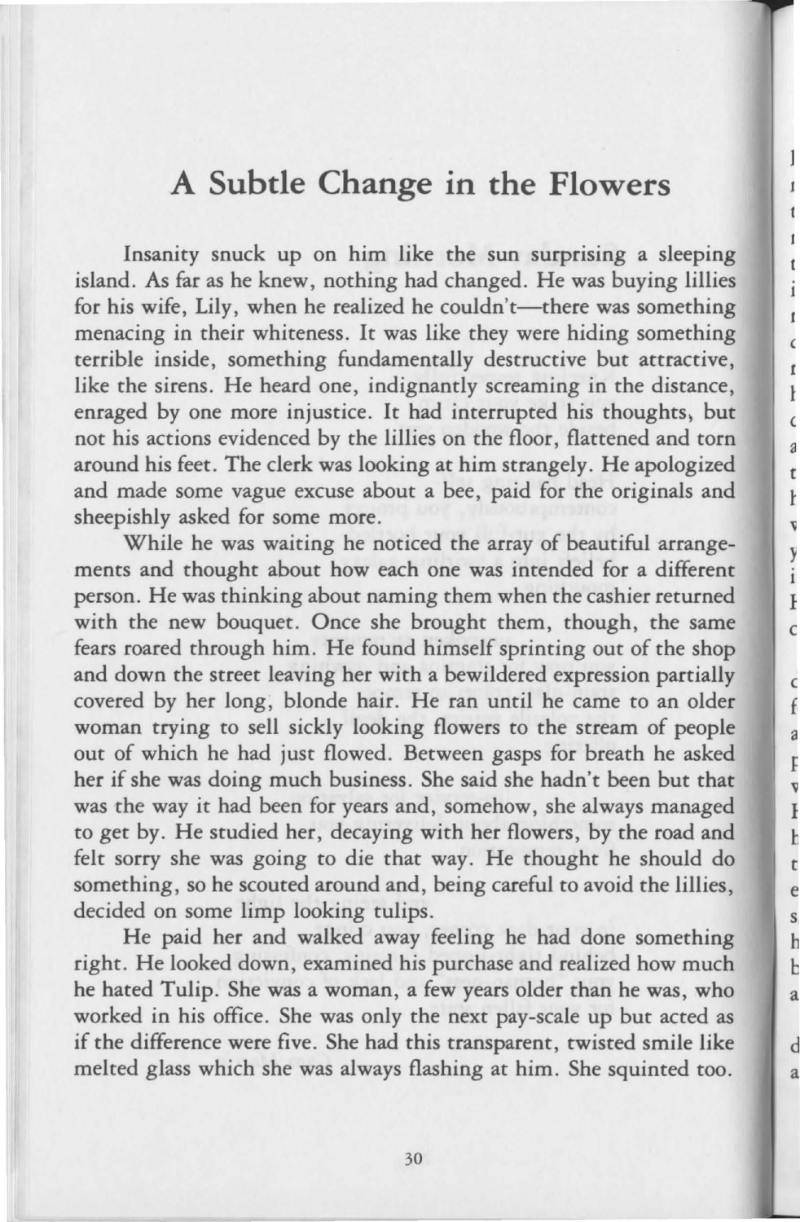# A Subtle Change in the Flowers

Insanity snuck up on him like the sun surprising a sleeping island. As far as he knew, nothing had changed. He was buying lillies for his wife, Lily, when he realized he couldn't—there was something menacing in their whiteness. It was like they were hiding something terrible inside, something fundamentally destructive but attractive, like the sirens. He heard one, indignantly screaming in the distance, enraged by one more injustice. It had interrupted his thoughts, but not his actions evidenced by the lillies on the floor, flattened and torn around his feet. The clerk was looking at him strangely. He apologized and made some vague excuse about a bee, paid for the originals and sheepishly asked for some more.

While he was waiting he noticed the array of beautiful arrangements and thought about how each one was intended for a different person. He was thinking about naming them when the cashier returned with the new bouquet. Once she brought them, though, the same fears roared through him. He found himself sprinting out of the shop and down the street leaving her with a bewildered expression partially covered by her long, blonde hair. He ran until he came to an older woman trying to sell sickly looking flowers to the stream of people out of which he had just flowed. Between gasps for breath he asked her if she was doing much business. She said she hadn't been but that was the way it had been for years and, somehow, she always managed to get by. He studied her, decaying with her flowers, by the road and felt sorry she was going to die that way. He thought he should do something, so he scouted around and, being careful to avoid the lillies, decided on some limp looking tulips.

He paid her and walked away feeling he had done something right. He looked down, examined his purchase and realized how much he hated Tulip. She was a woman, a few years older than he was, who worked in his office. She was only the next pay-scale up but acted as if the difference were five. She had this transparent, twisted smile like melted glass which she was always flashing at him. She squinted too.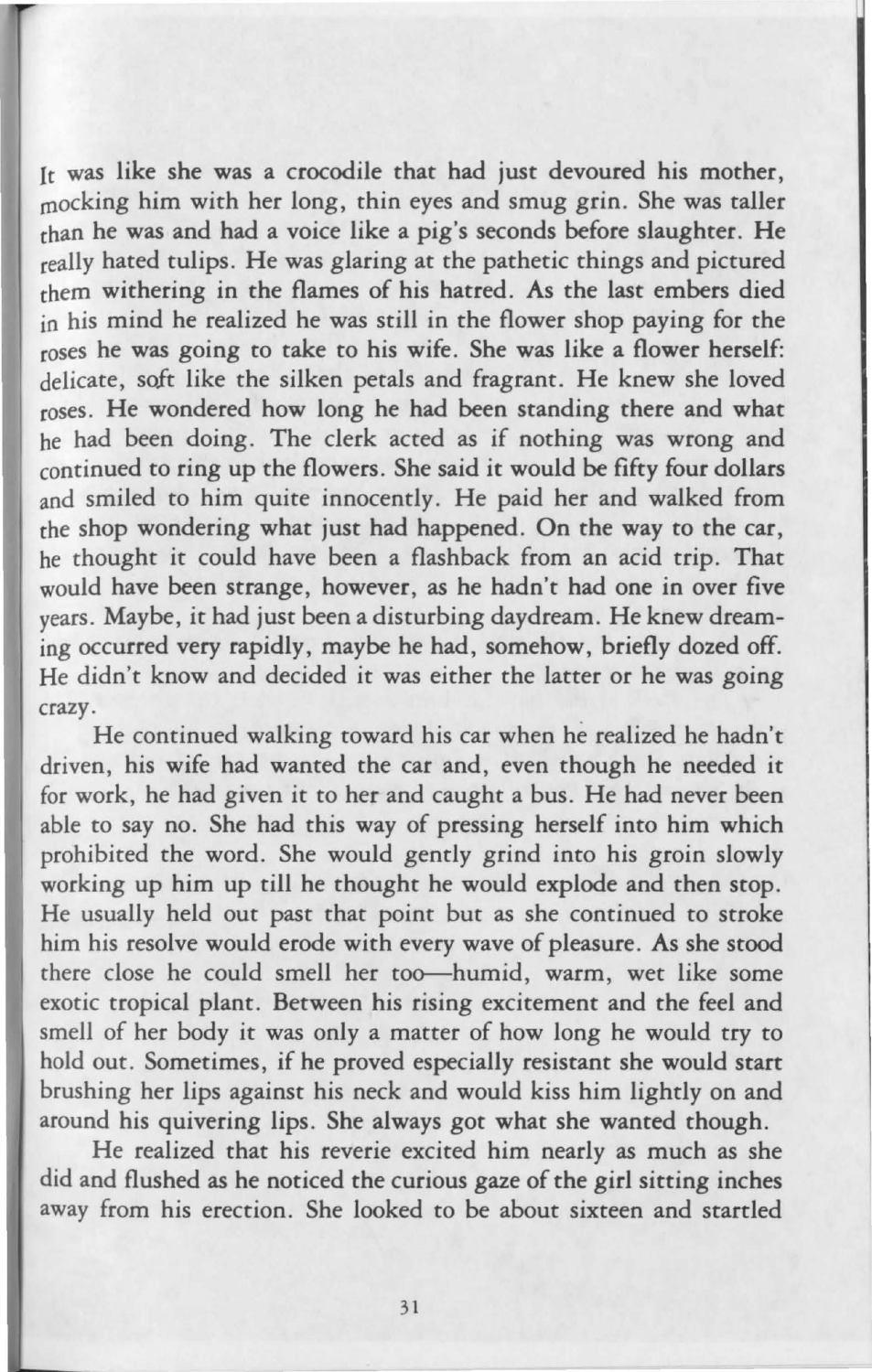It was like she was a crocodile that had just devoured his mother, mocking him with her long, thin eyes and smug grin. She was taller than he was and had a voice like a pig's seconds before slaughter. He really hated tulips. He was glaring at the pathetic things and pictured them withering in the flames of his hatred. As the last embers died in his mind he realized he was still in the flower shop paying for the roses he was going to take to his wife. She was like a flower herself: delicate, soft like the silken petals and fragrant. He knew she loved roses. He wondered how long he had been standing there and what he had been doing. The clerk acted as if nothing was wrong and continued to ring up the flowers. She said it would be fifty four dollars and smiled to him quite innocently. He paid her and walked from the shop wondering what just had happened. On the way to the car, he thought it could have been a flashback from an acid trip. That would have been strange, however, as he hadn't had one in over five years. Maybe, it had just been a disturbing daydream. He knew dreaming occurred very rapidly, maybe he had, somehow, briefly dozed off. He didn't know and decided it was either the latter or he was going crazy.

He continued walking toward his car when he realized he hadn't driven, his wife had wanted the car and, even though he needed it for work, he had given it to her and caught a bus. He had never been able to say no. She had this way of pressing herself into him which prohibited the word. She would gently grind into his groin slowly working up him up till he thought he would explode and then stop. He usually held out past that point but as she continued to stroke him his resolve would erode with every wave of pleasure. As she stood there close he could smell her too—humid, warm, wet like some exotic tropical plant. Between his rising excitement and the feel and smell of her body it was only a matter of how long he would try to hold out. Sometimes, if he proved especially resistant she would start brushing her lips against his neck and would kiss him lightly on and around his quivering lips. She always got what she wanted though.

He realized that his reverie excited him nearly as much as she did and flushed as he noticed the curious gaze of the girl sitting inches away from his erection. She looked to be about sixteen and startled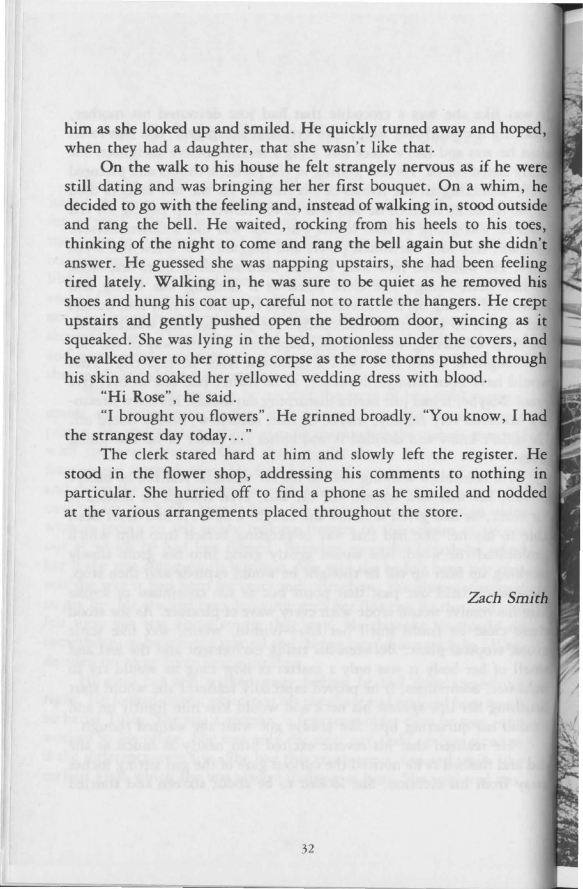him as she looked up and smiled. He quickly turned away and hoped, when they had a daughter, that she wasn't like that.

On the walk to his house he felt strangely nervous as if he were still dating and was bringing her her first bouquet. On a whim, he decided to go with the feeling and, instead of walking in, stood outside and rang the bell. He waited, rocking from his heels to his toes, thinking of the night to come and rang the bell again but she didn't answer. He guessed she was napping upstairs, she had been feeling tired lately. Walking in, he was sure to be quiet as he removed his shoes and hung his coat up, careful not to rattle the hangers. He crept upstairs and gently pushed open the bedroom door, wincing as it squeaked. She was lying in the bed, motionless under the covers, and he walked over to her rotting corpse as the rose thorns pushed through his skin and soaked her yellowed wedding dress with blood.

"Hi Rose", he said.

"I brought you flowers". He grinned broadly. "You know, I had the strangest day today..."

The clerk stared hard at him and slowly left the register. He stood in the flower shop, addressing his comments to nothing in particular. She hurried off to find a phone as he smiled and nodded at the various arrangements placed throughout the store.

*Zach Smith*